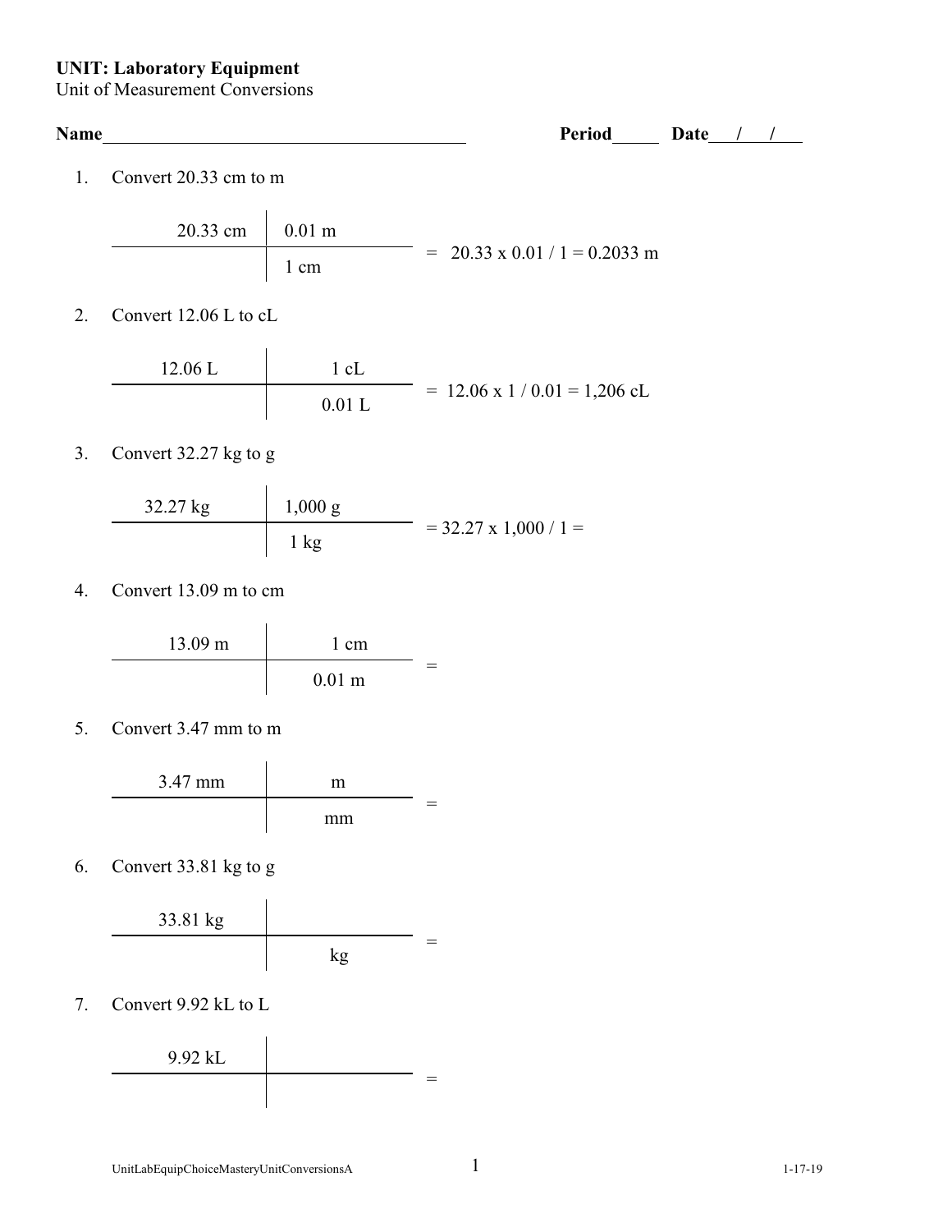**UNIT: Laboratory Equipment**
Unit of Measurement Conversions

**Name**\_\_\_\_\_\_\_\_\_\_\_\_\_\_\_\_\_\_\_\_\_\_\_\_\_\_\_\_\_\_\_\_\_\_\_\_\_\_\_\_ **Period**\_\_\_\_\_ **Date**\_\_\_/\_\_\_/\_\_\_

1. Convert 20.33 cm to m

| 20.33 cm | 0.01 m |
|---|---|
| | 1 cm |

= 20.33 x 0.01 / 1 = 0.2033 m

2. Convert 12.06 L to cL

| 12.06 L | 1 cL |
|---|---|
| | 0.01 L |

= 12.06 x 1 / 0.01 = 1,206 cL

3. Convert 32.27 kg to g

| 32.27 kg | 1,000 g |
|---|---|
| | 1 kg |

= 32.27 x 1,000 / 1 =

4. Convert 13.09 m to cm

| 13.09 m | 1 cm |
|---|---|
| | 0.01 m |

=

5. Convert 3.47 mm to m

| 3.47 mm | m |
|---|---|
| | mm |

=

6. Convert 33.81 kg to g

| 33.81 kg | |
|---|---|
| | kg |

=

7. Convert 9.92 kL to L

| 9.92 kL | |
|---|---|
| | |

=

UnitLabEquipChoiceMasteryUnitConversionsA 1-17-19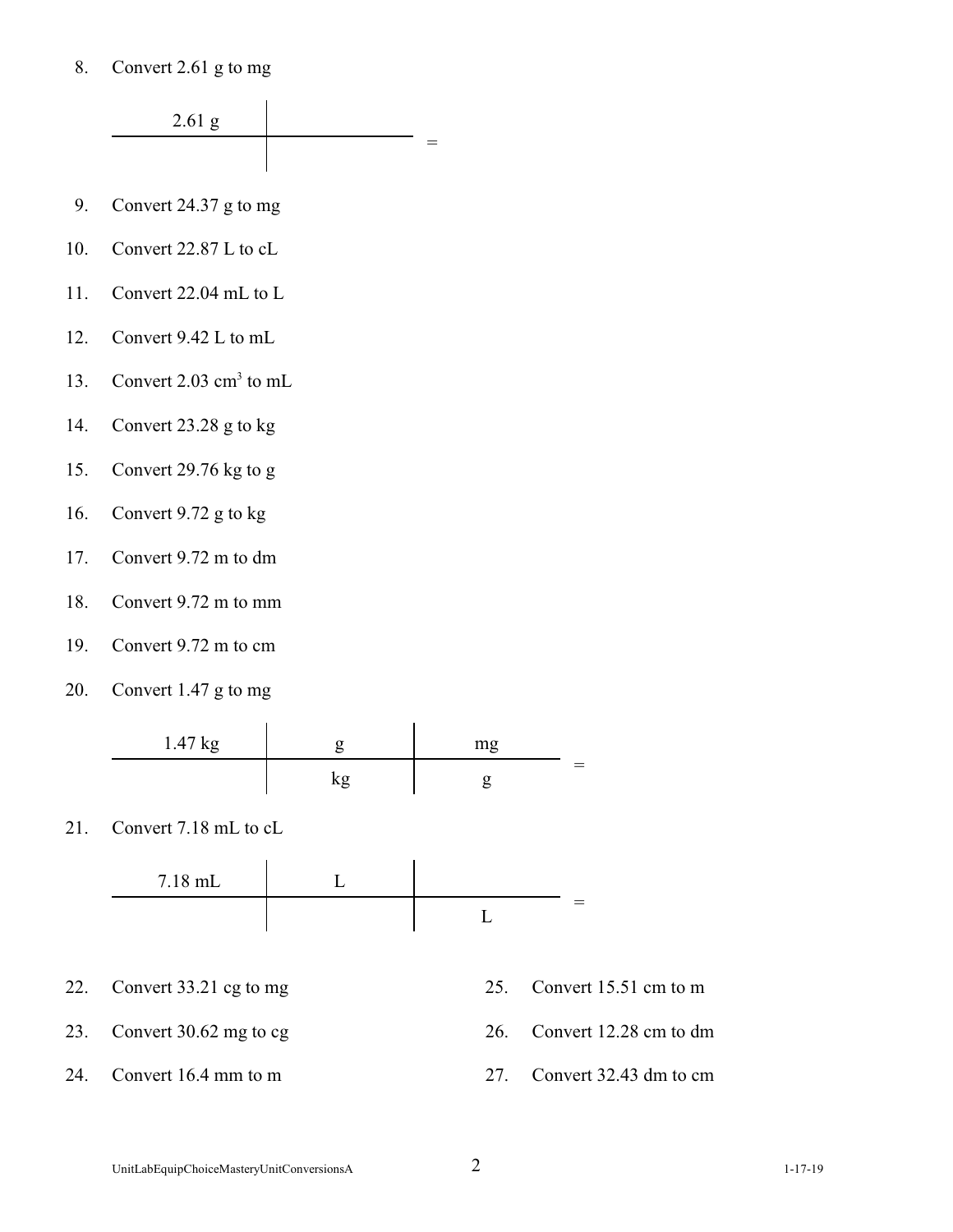8. Convert 2.61 g to mg

| 2.61 g | | |
|---|---|---|
| | | = |

9. Convert 24.37 g to mg

10. Convert 22.87 L to cL

11. Convert 22.04 mL to L

12. Convert 9.42 L to mL

13. Convert 2.03 $cm^3$ to mL

14. Convert 23.28 g to kg

15. Convert 29.76 kg to g

16. Convert 9.72 g to kg

17. Convert 9.72 m to dm

18. Convert 9.72 m to mm

19. Convert 9.72 m to cm

20. Convert 1.47 g to mg

| 1.47 kg | g | mg | |
|---|---|---|---|
| | kg | g | = |

21. Convert 7.18 mL to cL

| 7.18 mL | L | | |
|---|---|---|---|
| | | L | = |

22. Convert 33.21 cg to mg

23. Convert 30.62 mg to cg

24. Convert 16.4 mm to m

25. Convert 15.51 cm to m

26. Convert 12.28 cm to dm

27. Convert 32.43 dm to cm